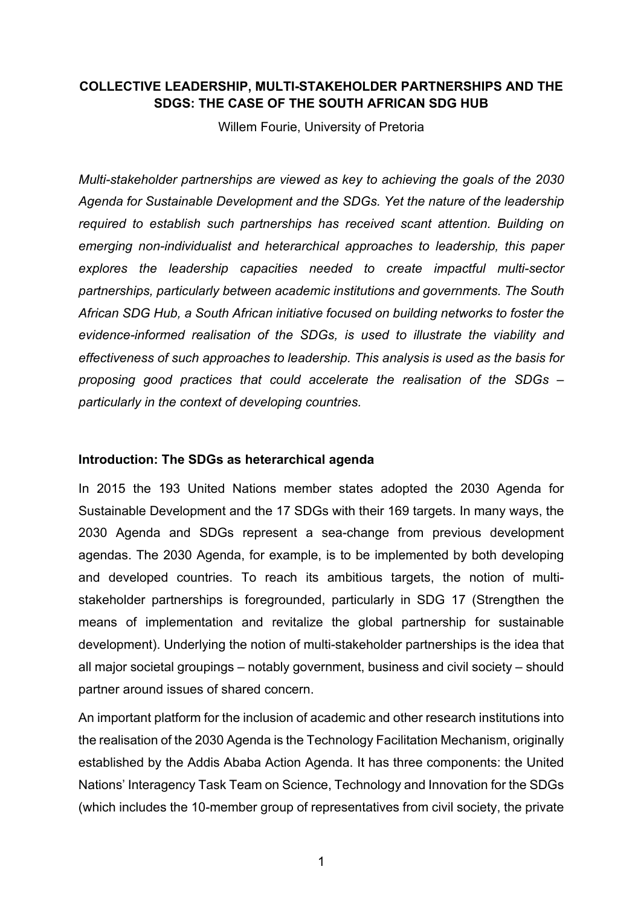# COLLECTIVE LEADERSHIP, MULTI-STAKEHOLDER PARTNERSHIPS AND THE SDGS: THE CASE OF THE SOUTH AFRICAN SDG HUB

Willem Fourie, University of Pretoria

*Multi-stakeholder partnerships are viewed as key to achieving the goals of the 2030 Agenda for Sustainable Development and the SDGs. Yet the nature of the leadership required to establish such partnerships has received scant attention. Building on emerging non-individualist and heterarchical approaches to leadership, this paper explores the leadership capacities needed to create impactful multi-sector partnerships, particularly between academic institutions and governments. The South African SDG Hub, a South African initiative focused on building networks to foster the evidence-informed realisation of the SDGs, is used to illustrate the viability and effectiveness of such approaches to leadership. This analysis is used as the basis for proposing good practices that could accelerate the realisation of the SDGs – particularly in the context of developing countries.*

## Introduction: The SDGs as heterarchical agenda

In 2015 the 193 United Nations member states adopted the 2030 Agenda for Sustainable Development and the 17 SDGs with their 169 targets. In many ways, the 2030 Agenda and SDGs represent a sea-change from previous development agendas. The 2030 Agenda, for example, is to be implemented by both developing and developed countries. To reach its ambitious targets, the notion of multi-stakeholder partnerships is foregrounded, particularly in SDG 17 (Strengthen the means of implementation and revitalize the global partnership for sustainable development). Underlying the notion of multi-stakeholder partnerships is the idea that all major societal groupings – notably government, business and civil society – should partner around issues of shared concern.

An important platform for the inclusion of academic and other research institutions into the realisation of the 2030 Agenda is the Technology Facilitation Mechanism, originally established by the Addis Ababa Action Agenda. It has three components: the United Nations' Interagency Task Team on Science, Technology and Innovation for the SDGs (which includes the 10-member group of representatives from civil society, the private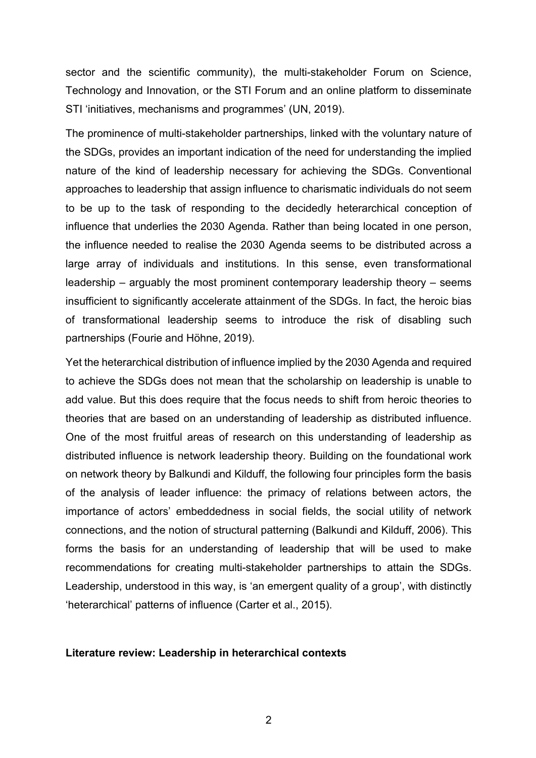sector and the scientific community), the multi-stakeholder Forum on Science, Technology and Innovation, or the STI Forum and an online platform to disseminate STI 'initiatives, mechanisms and programmes' (UN, 2019).

The prominence of multi-stakeholder partnerships, linked with the voluntary nature of the SDGs, provides an important indication of the need for understanding the implied nature of the kind of leadership necessary for achieving the SDGs. Conventional approaches to leadership that assign influence to charismatic individuals do not seem to be up to the task of responding to the decidedly heterarchical conception of influence that underlies the 2030 Agenda. Rather than being located in one person, the influence needed to realise the 2030 Agenda seems to be distributed across a large array of individuals and institutions. In this sense, even transformational leadership – arguably the most prominent contemporary leadership theory – seems insufficient to significantly accelerate attainment of the SDGs. In fact, the heroic bias of transformational leadership seems to introduce the risk of disabling such partnerships (Fourie and Höhne, 2019).

Yet the heterarchical distribution of influence implied by the 2030 Agenda and required to achieve the SDGs does not mean that the scholarship on leadership is unable to add value. But this does require that the focus needs to shift from heroic theories to theories that are based on an understanding of leadership as distributed influence. One of the most fruitful areas of research on this understanding of leadership as distributed influence is network leadership theory. Building on the foundational work on network theory by Balkundi and Kilduff, the following four principles form the basis of the analysis of leader influence: the primacy of relations between actors, the importance of actors' embeddedness in social fields, the social utility of network connections, and the notion of structural patterning (Balkundi and Kilduff, 2006). This forms the basis for an understanding of leadership that will be used to make recommendations for creating multi-stakeholder partnerships to attain the SDGs. Leadership, understood in this way, is 'an emergent quality of a group', with distinctly 'heterarchical' patterns of influence (Carter et al., 2015).

## Literature review: Leadership in heterarchical contexts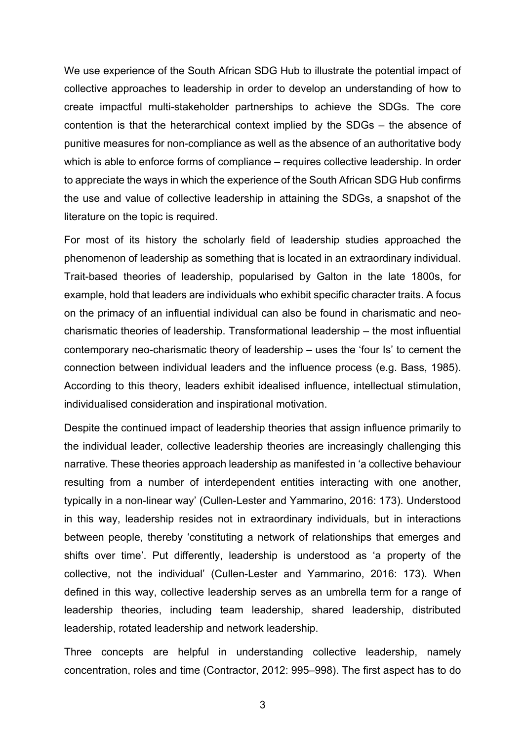We use experience of the South African SDG Hub to illustrate the potential impact of collective approaches to leadership in order to develop an understanding of how to create impactful multi-stakeholder partnerships to achieve the SDGs. The core contention is that the heterarchical context implied by the SDGs – the absence of punitive measures for non-compliance as well as the absence of an authoritative body which is able to enforce forms of compliance – requires collective leadership. In order to appreciate the ways in which the experience of the South African SDG Hub confirms the use and value of collective leadership in attaining the SDGs, a snapshot of the literature on the topic is required.

For most of its history the scholarly field of leadership studies approached the phenomenon of leadership as something that is located in an extraordinary individual. Trait-based theories of leadership, popularised by Galton in the late 1800s, for example, hold that leaders are individuals who exhibit specific character traits. A focus on the primacy of an influential individual can also be found in charismatic and neo-charismatic theories of leadership. Transformational leadership – the most influential contemporary neo-charismatic theory of leadership – uses the 'four Is' to cement the connection between individual leaders and the influence process (e.g. Bass, 1985). According to this theory, leaders exhibit idealised influence, intellectual stimulation, individualised consideration and inspirational motivation.

Despite the continued impact of leadership theories that assign influence primarily to the individual leader, collective leadership theories are increasingly challenging this narrative. These theories approach leadership as manifested in 'a collective behaviour resulting from a number of interdependent entities interacting with one another, typically in a non-linear way' (Cullen-Lester and Yammarino, 2016: 173). Understood in this way, leadership resides not in extraordinary individuals, but in interactions between people, thereby 'constituting a network of relationships that emerges and shifts over time'. Put differently, leadership is understood as 'a property of the collective, not the individual' (Cullen-Lester and Yammarino, 2016: 173). When defined in this way, collective leadership serves as an umbrella term for a range of leadership theories, including team leadership, shared leadership, distributed leadership, rotated leadership and network leadership.

Three concepts are helpful in understanding collective leadership, namely concentration, roles and time (Contractor, 2012: 995–998). The first aspect has to do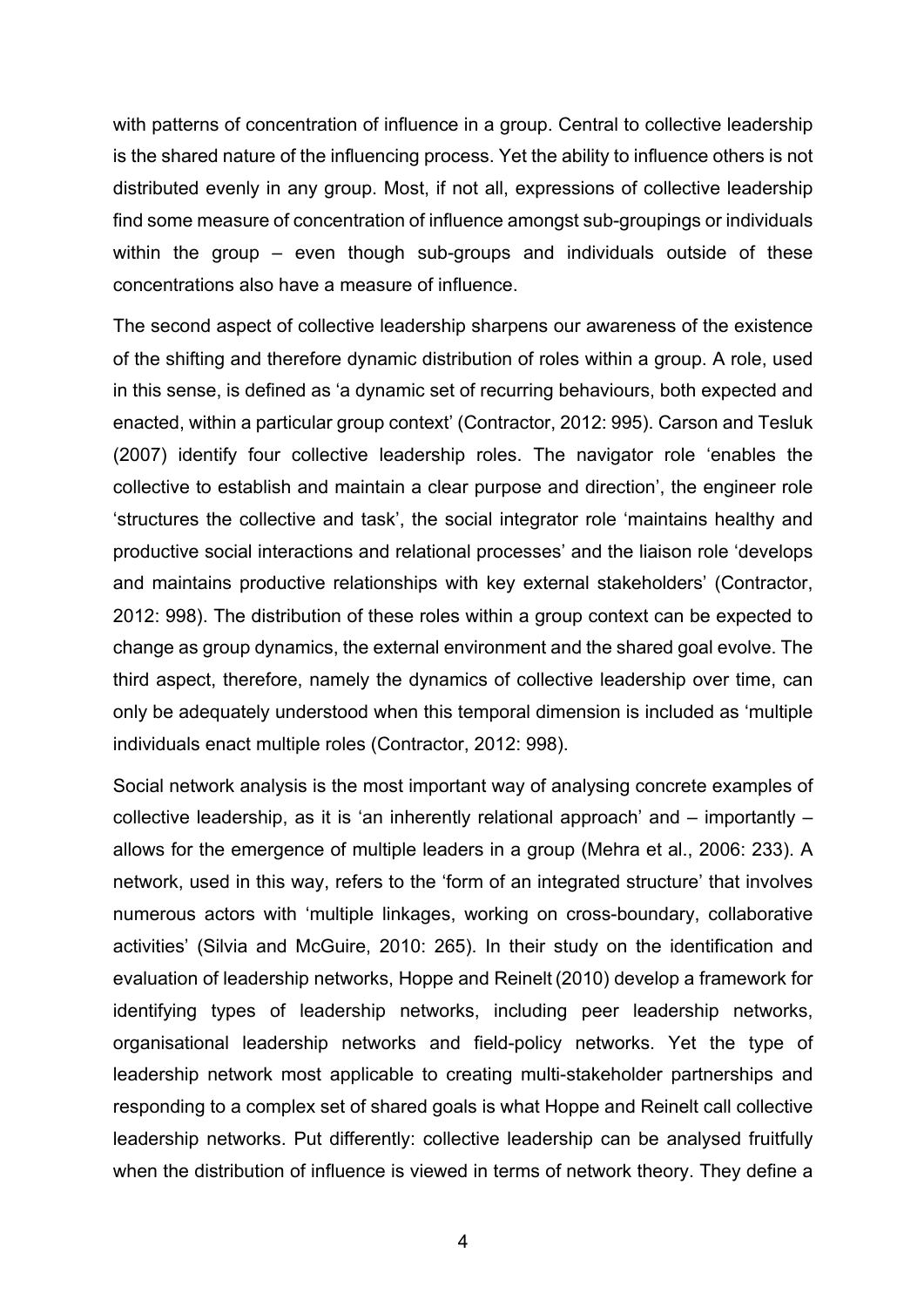with patterns of concentration of influence in a group. Central to collective leadership is the shared nature of the influencing process. Yet the ability to influence others is not distributed evenly in any group. Most, if not all, expressions of collective leadership find some measure of concentration of influence amongst sub-groupings or individuals within the group – even though sub-groups and individuals outside of these concentrations also have a measure of influence.

The second aspect of collective leadership sharpens our awareness of the existence of the shifting and therefore dynamic distribution of roles within a group. A role, used in this sense, is defined as 'a dynamic set of recurring behaviours, both expected and enacted, within a particular group context' (Contractor, 2012: 995). Carson and Tesluk (2007) identify four collective leadership roles. The navigator role 'enables the collective to establish and maintain a clear purpose and direction', the engineer role 'structures the collective and task', the social integrator role 'maintains healthy and productive social interactions and relational processes' and the liaison role 'develops and maintains productive relationships with key external stakeholders' (Contractor, 2012: 998). The distribution of these roles within a group context can be expected to change as group dynamics, the external environment and the shared goal evolve. The third aspect, therefore, namely the dynamics of collective leadership over time, can only be adequately understood when this temporal dimension is included as 'multiple individuals enact multiple roles (Contractor, 2012: 998).

Social network analysis is the most important way of analysing concrete examples of collective leadership, as it is 'an inherently relational approach' and – importantly – allows for the emergence of multiple leaders in a group (Mehra et al., 2006: 233). A network, used in this way, refers to the 'form of an integrated structure' that involves numerous actors with 'multiple linkages, working on cross-boundary, collaborative activities' (Silvia and McGuire, 2010: 265). In their study on the identification and evaluation of leadership networks, Hoppe and Reinelt (2010) develop a framework for identifying types of leadership networks, including peer leadership networks, organisational leadership networks and field-policy networks. Yet the type of leadership network most applicable to creating multi-stakeholder partnerships and responding to a complex set of shared goals is what Hoppe and Reinelt call collective leadership networks. Put differently: collective leadership can be analysed fruitfully when the distribution of influence is viewed in terms of network theory. They define a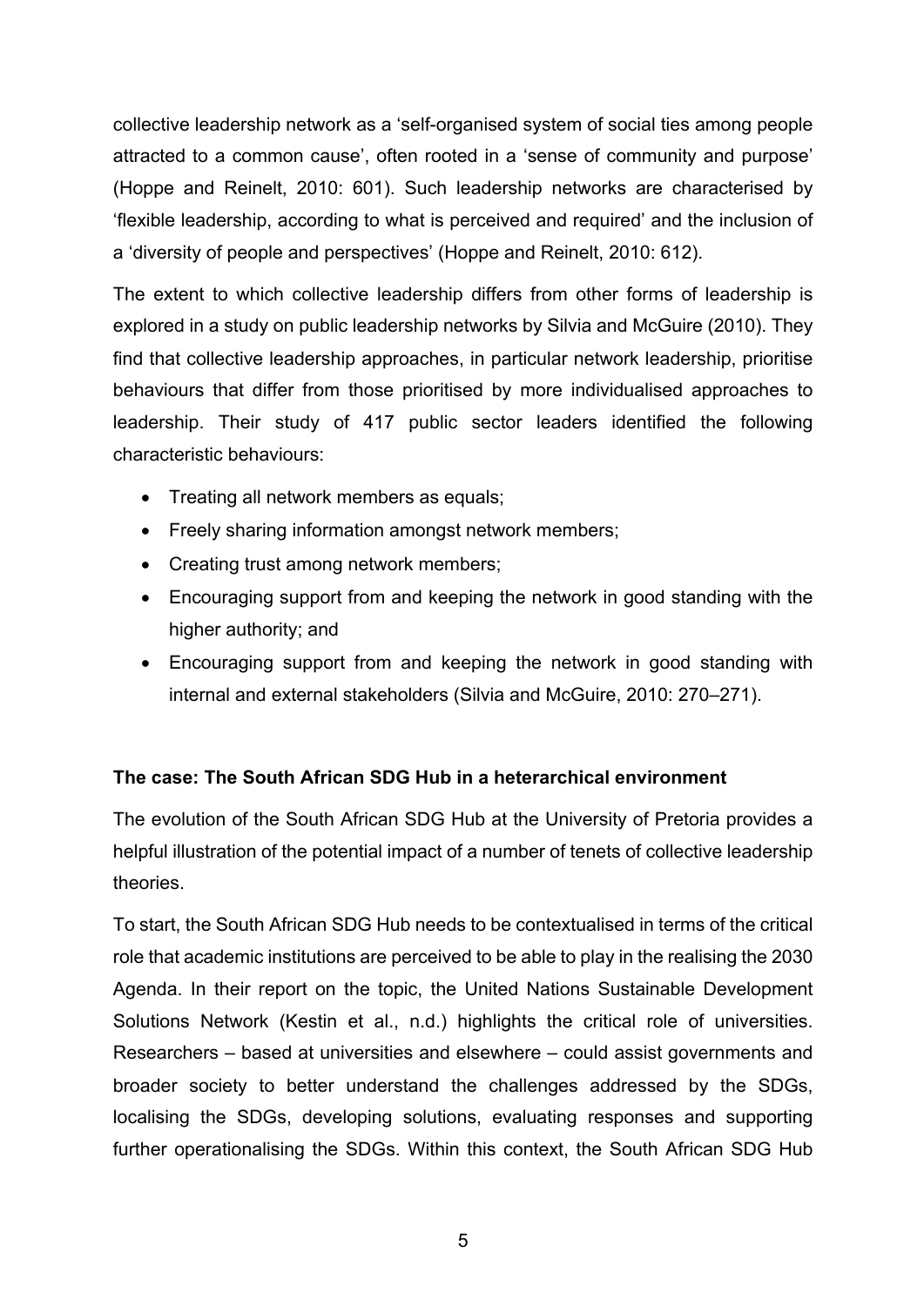collective leadership network as a 'self-organised system of social ties among people attracted to a common cause', often rooted in a 'sense of community and purpose' (Hoppe and Reinelt, 2010: 601). Such leadership networks are characterised by 'flexible leadership, according to what is perceived and required' and the inclusion of a 'diversity of people and perspectives' (Hoppe and Reinelt, 2010: 612).

The extent to which collective leadership differs from other forms of leadership is explored in a study on public leadership networks by Silvia and McGuire (2010). They find that collective leadership approaches, in particular network leadership, prioritise behaviours that differ from those prioritised by more individualised approaches to leadership. Their study of 417 public sector leaders identified the following characteristic behaviours:

- Treating all network members as equals;
- Freely sharing information amongst network members;
- Creating trust among network members;
- Encouraging support from and keeping the network in good standing with the higher authority; and
- Encouraging support from and keeping the network in good standing with internal and external stakeholders (Silvia and McGuire, 2010: 270–271).

**The case: The South African SDG Hub in a heterarchical environment**

The evolution of the South African SDG Hub at the University of Pretoria provides a helpful illustration of the potential impact of a number of tenets of collective leadership theories.

To start, the South African SDG Hub needs to be contextualised in terms of the critical role that academic institutions are perceived to be able to play in the realising the 2030 Agenda. In their report on the topic, the United Nations Sustainable Development Solutions Network (Kestin et al., n.d.) highlights the critical role of universities. Researchers – based at universities and elsewhere – could assist governments and broader society to better understand the challenges addressed by the SDGs, localising the SDGs, developing solutions, evaluating responses and supporting further operationalising the SDGs. Within this context, the South African SDG Hub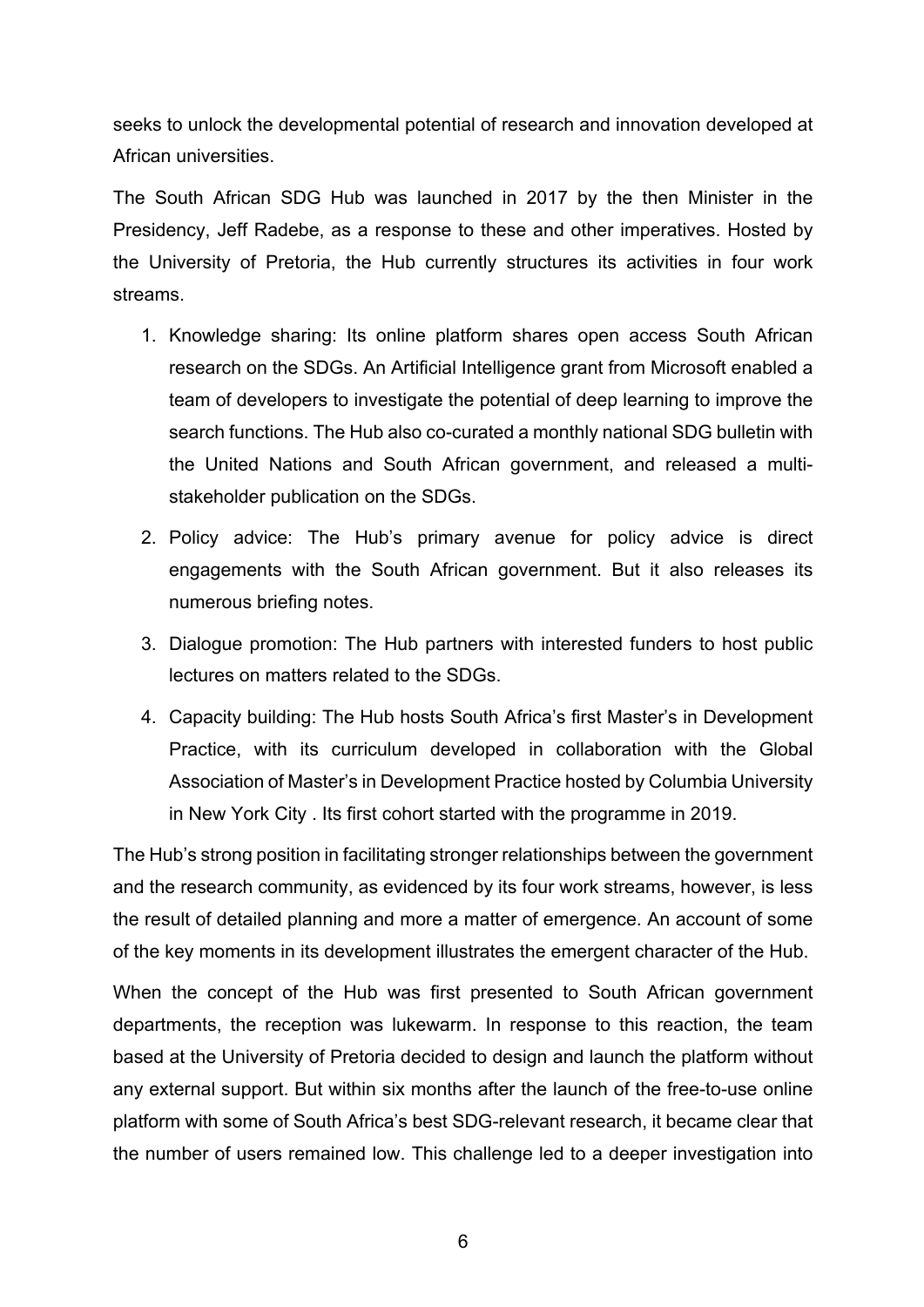seeks to unlock the developmental potential of research and innovation developed at African universities.

The South African SDG Hub was launched in 2017 by the then Minister in the Presidency, Jeff Radebe, as a response to these and other imperatives. Hosted by the University of Pretoria, the Hub currently structures its activities in four work streams.

1. Knowledge sharing: Its online platform shares open access South African research on the SDGs. An Artificial Intelligence grant from Microsoft enabled a team of developers to investigate the potential of deep learning to improve the search functions. The Hub also co-curated a monthly national SDG bulletin with the United Nations and South African government, and released a multi-stakeholder publication on the SDGs.
2. Policy advice: The Hub's primary avenue for policy advice is direct engagements with the South African government. But it also releases its numerous briefing notes.
3. Dialogue promotion: The Hub partners with interested funders to host public lectures on matters related to the SDGs.
4. Capacity building: The Hub hosts South Africa's first Master's in Development Practice, with its curriculum developed in collaboration with the Global Association of Master's in Development Practice hosted by Columbia University in New York City . Its first cohort started with the programme in 2019.

The Hub's strong position in facilitating stronger relationships between the government and the research community, as evidenced by its four work streams, however, is less the result of detailed planning and more a matter of emergence. An account of some of the key moments in its development illustrates the emergent character of the Hub.

When the concept of the Hub was first presented to South African government departments, the reception was lukewarm. In response to this reaction, the team based at the University of Pretoria decided to design and launch the platform without any external support. But within six months after the launch of the free-to-use online platform with some of South Africa's best SDG-relevant research, it became clear that the number of users remained low. This challenge led to a deeper investigation into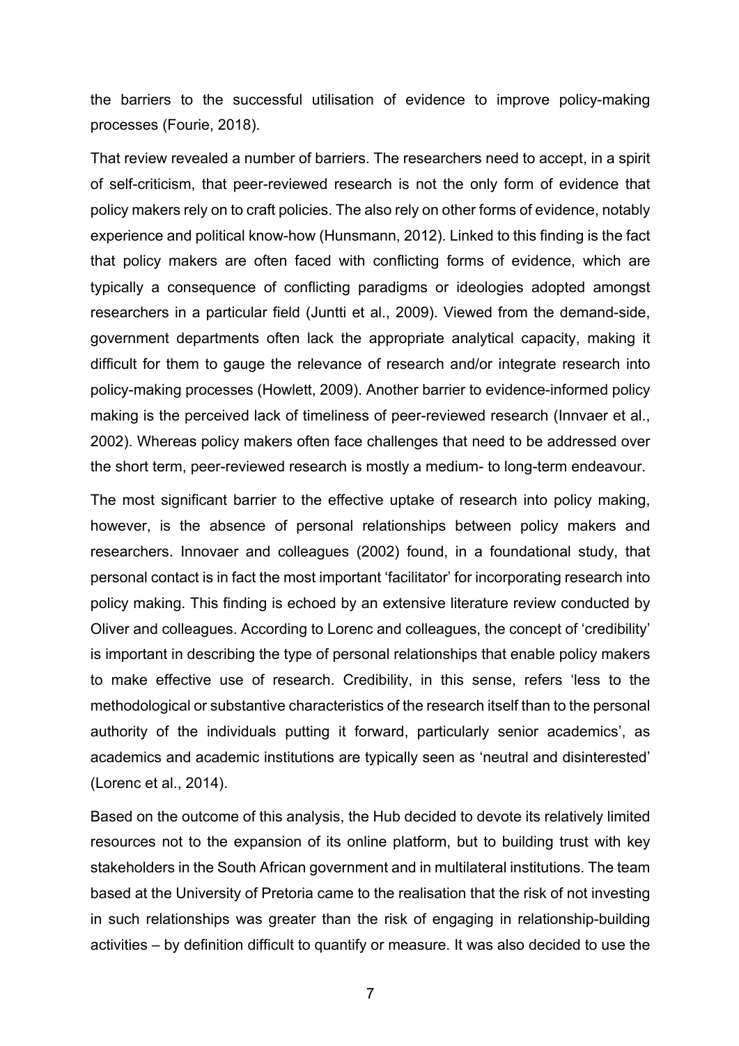the barriers to the successful utilisation of evidence to improve policy-making processes (Fourie, 2018).

That review revealed a number of barriers. The researchers need to accept, in a spirit of self-criticism, that peer-reviewed research is not the only form of evidence that policy makers rely on to craft policies. The also rely on other forms of evidence, notably experience and political know-how (Hunsmann, 2012). Linked to this finding is the fact that policy makers are often faced with conflicting forms of evidence, which are typically a consequence of conflicting paradigms or ideologies adopted amongst researchers in a particular field (Juntti et al., 2009). Viewed from the demand-side, government departments often lack the appropriate analytical capacity, making it difficult for them to gauge the relevance of research and/or integrate research into policy-making processes (Howlett, 2009). Another barrier to evidence-informed policy making is the perceived lack of timeliness of peer-reviewed research (Innvaer et al., 2002). Whereas policy makers often face challenges that need to be addressed over the short term, peer-reviewed research is mostly a medium- to long-term endeavour.

The most significant barrier to the effective uptake of research into policy making, however, is the absence of personal relationships between policy makers and researchers. Innovaer and colleagues (2002) found, in a foundational study, that personal contact is in fact the most important 'facilitator' for incorporating research into policy making. This finding is echoed by an extensive literature review conducted by Oliver and colleagues. According to Lorenc and colleagues, the concept of 'credibility' is important in describing the type of personal relationships that enable policy makers to make effective use of research. Credibility, in this sense, refers 'less to the methodological or substantive characteristics of the research itself than to the personal authority of the individuals putting it forward, particularly senior academics', as academics and academic institutions are typically seen as 'neutral and disinterested' (Lorenc et al., 2014).

Based on the outcome of this analysis, the Hub decided to devote its relatively limited resources not to the expansion of its online platform, but to building trust with key stakeholders in the South African government and in multilateral institutions. The team based at the University of Pretoria came to the realisation that the risk of not investing in such relationships was greater than the risk of engaging in relationship-building activities – by definition difficult to quantify or measure. It was also decided to use the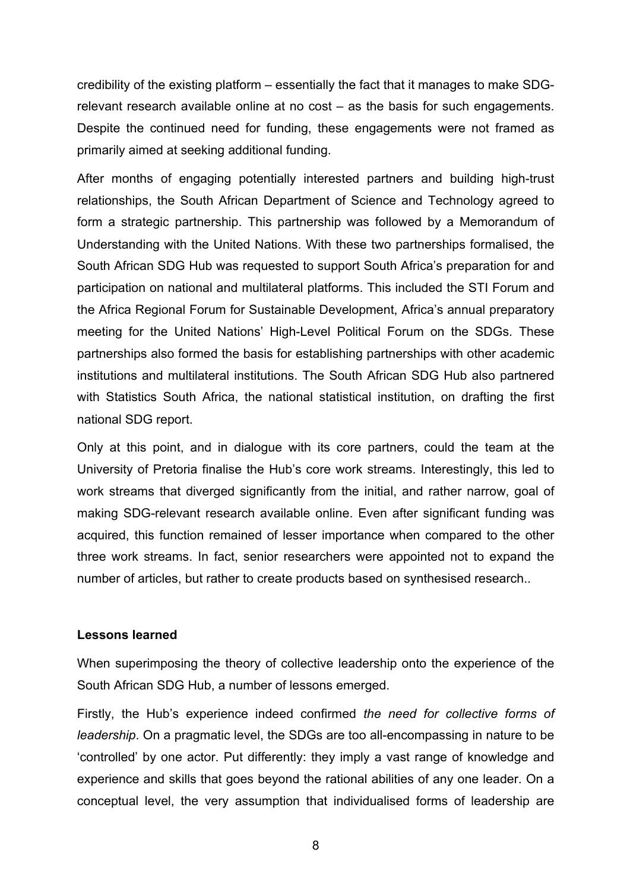credibility of the existing platform – essentially the fact that it manages to make SDG-relevant research available online at no cost – as the basis for such engagements. Despite the continued need for funding, these engagements were not framed as primarily aimed at seeking additional funding.

After months of engaging potentially interested partners and building high-trust relationships, the South African Department of Science and Technology agreed to form a strategic partnership. This partnership was followed by a Memorandum of Understanding with the United Nations. With these two partnerships formalised, the South African SDG Hub was requested to support South Africa's preparation for and participation on national and multilateral platforms. This included the STI Forum and the Africa Regional Forum for Sustainable Development, Africa's annual preparatory meeting for the United Nations' High-Level Political Forum on the SDGs. These partnerships also formed the basis for establishing partnerships with other academic institutions and multilateral institutions. The South African SDG Hub also partnered with Statistics South Africa, the national statistical institution, on drafting the first national SDG report.

Only at this point, and in dialogue with its core partners, could the team at the University of Pretoria finalise the Hub's core work streams. Interestingly, this led to work streams that diverged significantly from the initial, and rather narrow, goal of making SDG-relevant research available online. Even after significant funding was acquired, this function remained of lesser importance when compared to the other three work streams. In fact, senior researchers were appointed not to expand the number of articles, but rather to create products based on synthesised research..

**Lessons learned**

When superimposing the theory of collective leadership onto the experience of the South African SDG Hub, a number of lessons emerged.

Firstly, the Hub's experience indeed confirmed *the need for collective forms of leadership*. On a pragmatic level, the SDGs are too all-encompassing in nature to be 'controlled' by one actor. Put differently: they imply a vast range of knowledge and experience and skills that goes beyond the rational abilities of any one leader. On a conceptual level, the very assumption that individualised forms of leadership are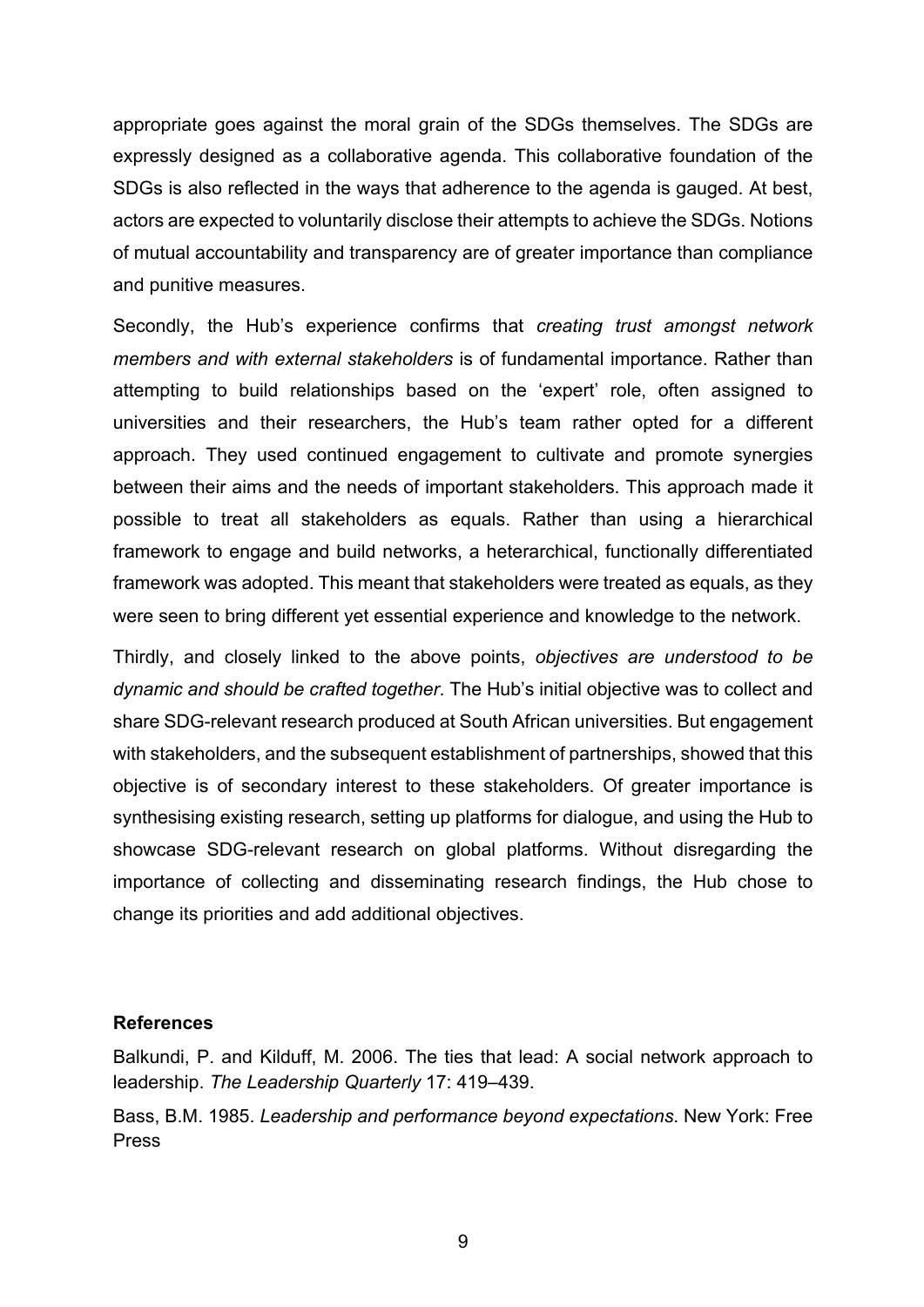appropriate goes against the moral grain of the SDGs themselves. The SDGs are expressly designed as a collaborative agenda. This collaborative foundation of the SDGs is also reflected in the ways that adherence to the agenda is gauged. At best, actors are expected to voluntarily disclose their attempts to achieve the SDGs. Notions of mutual accountability and transparency are of greater importance than compliance and punitive measures.

Secondly, the Hub's experience confirms that *creating trust amongst network members and with external stakeholders* is of fundamental importance. Rather than attempting to build relationships based on the 'expert' role, often assigned to universities and their researchers, the Hub's team rather opted for a different approach. They used continued engagement to cultivate and promote synergies between their aims and the needs of important stakeholders. This approach made it possible to treat all stakeholders as equals. Rather than using a hierarchical framework to engage and build networks, a heterarchical, functionally differentiated framework was adopted. This meant that stakeholders were treated as equals, as they were seen to bring different yet essential experience and knowledge to the network.

Thirdly, and closely linked to the above points, *objectives are understood to be dynamic and should be crafted together*. The Hub's initial objective was to collect and share SDG-relevant research produced at South African universities. But engagement with stakeholders, and the subsequent establishment of partnerships, showed that this objective is of secondary interest to these stakeholders. Of greater importance is synthesising existing research, setting up platforms for dialogue, and using the Hub to showcase SDG-relevant research on global platforms. Without disregarding the importance of collecting and disseminating research findings, the Hub chose to change its priorities and add additional objectives.

**References**

Balkundi, P. and Kilduff, M. 2006. The ties that lead: A social network approach to leadership. *The Leadership Quarterly* 17: 419–439.

Bass, B.M. 1985. *Leadership and performance beyond expectations*. New York: Free Press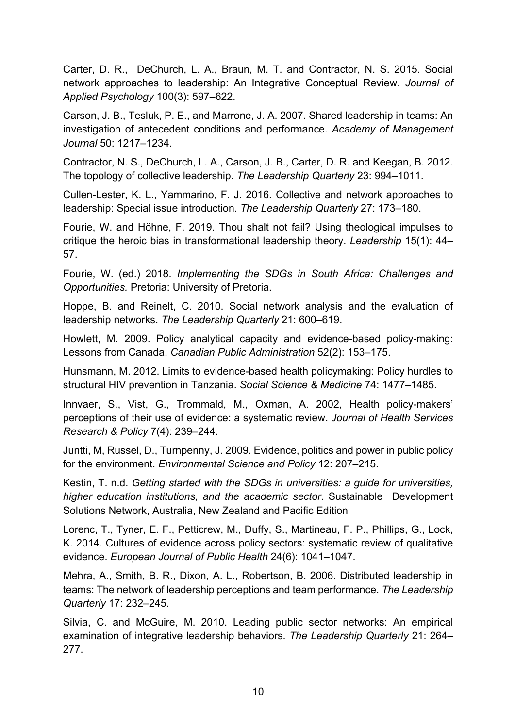Carter, D. R., DeChurch, L. A., Braun, M. T. and Contractor, N. S. 2015. Social network approaches to leadership: An Integrative Conceptual Review. *Journal of Applied Psychology* 100(3): 597–622.

Carson, J. B., Tesluk, P. E., and Marrone, J. A. 2007. Shared leadership in teams: An investigation of antecedent conditions and performance. *Academy of Management Journal* 50: 1217–1234.

Contractor, N. S., DeChurch, L. A., Carson, J. B., Carter, D. R. and Keegan, B. 2012. The topology of collective leadership. *The Leadership Quarterly* 23: 994–1011.

Cullen-Lester, K. L., Yammarino, F. J. 2016. Collective and network approaches to leadership: Special issue introduction. *The Leadership Quarterly* 27: 173–180.

Fourie, W. and Höhne, F. 2019. Thou shalt not fail? Using theological impulses to critique the heroic bias in transformational leadership theory. *Leadership* 15(1): 44–57.

Fourie, W. (ed.) 2018. *Implementing the SDGs in South Africa: Challenges and Opportunities.* Pretoria: University of Pretoria.

Hoppe, B. and Reinelt, C. 2010. Social network analysis and the evaluation of leadership networks. *The Leadership Quarterly* 21: 600–619.

Howlett, M. 2009. Policy analytical capacity and evidence-based policy-making: Lessons from Canada. *Canadian Public Administration* 52(2): 153–175.

Hunsmann, M. 2012. Limits to evidence-based health policymaking: Policy hurdles to structural HIV prevention in Tanzania. *Social Science & Medicine* 74: 1477–1485.

Innvaer, S., Vist, G., Trommald, M., Oxman, A. 2002, Health policy-makers' perceptions of their use of evidence: a systematic review. *Journal of Health Services Research & Policy* 7(4): 239–244.

Juntti, M, Russel, D., Turnpenny, J. 2009. Evidence, politics and power in public policy for the environment. *Environmental Science and Policy* 12: 207–215.

Kestin, T. n.d. *Getting started with the SDGs in universities: a guide for universities, higher education institutions, and the academic sector*. Sustainable Development Solutions Network, Australia, New Zealand and Pacific Edition

Lorenc, T., Tyner, E. F., Petticrew, M., Duffy, S., Martineau, F. P., Phillips, G., Lock, K. 2014. Cultures of evidence across policy sectors: systematic review of qualitative evidence. *European Journal of Public Health* 24(6): 1041–1047.

Mehra, A., Smith, B. R., Dixon, A. L., Robertson, B. 2006. Distributed leadership in teams: The network of leadership perceptions and team performance. *The Leadership Quarterly* 17: 232–245.

Silvia, C. and McGuire, M. 2010. Leading public sector networks: An empirical examination of integrative leadership behaviors. *The Leadership Quarterly* 21: 264–277.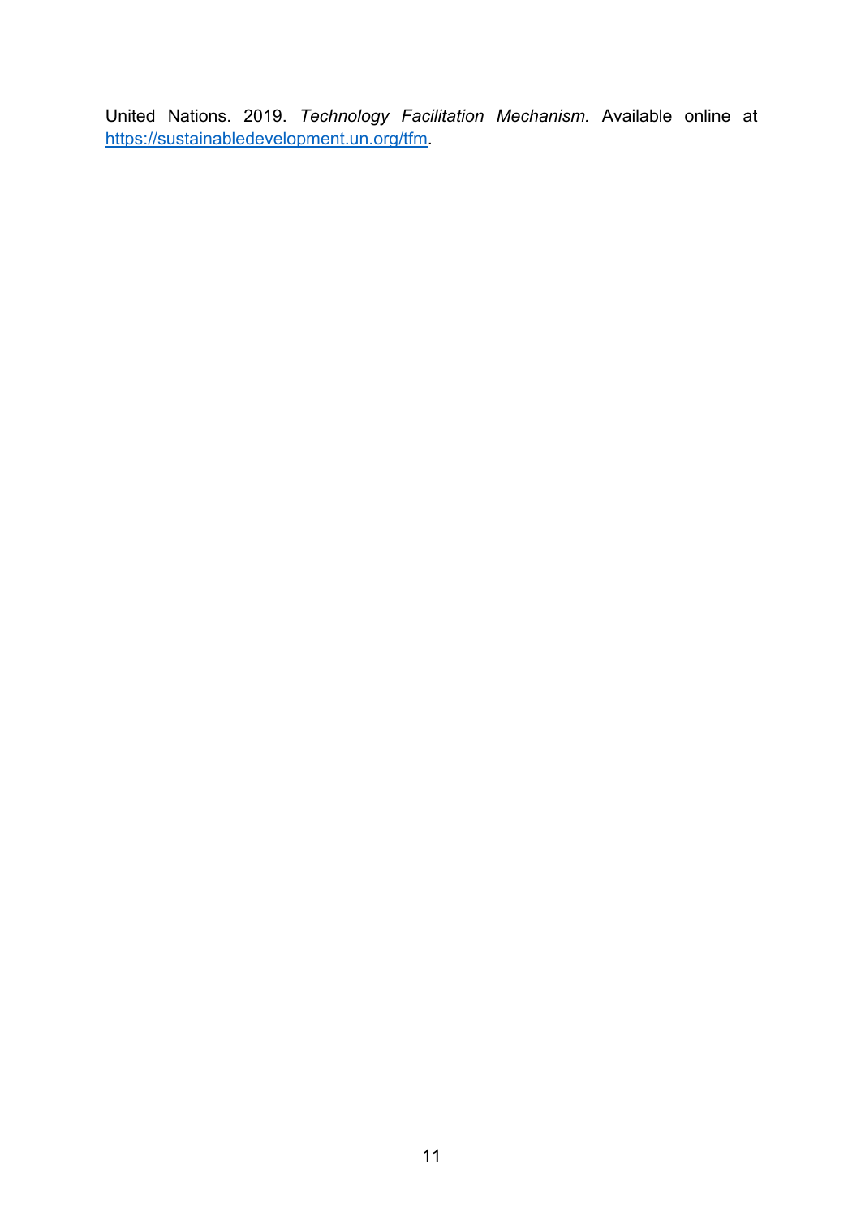United Nations. 2019. *Technology Facilitation Mechanism.* Available online at https://sustainabledevelopment.un.org/tfm.